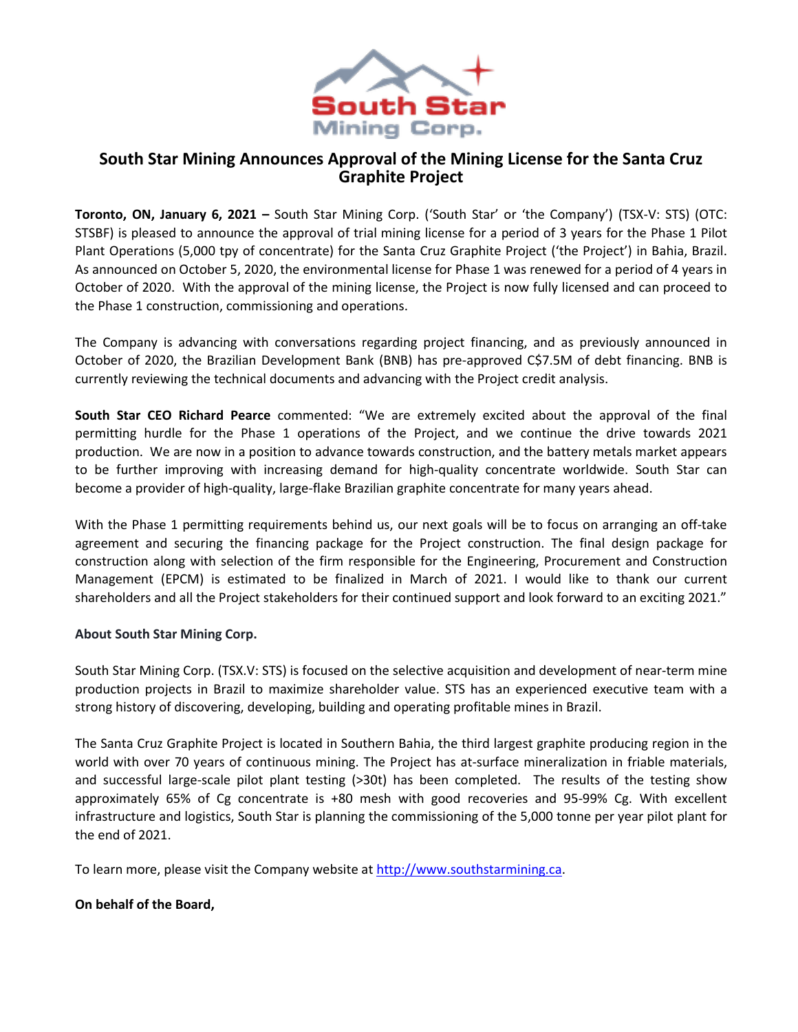# South Star Mining Announces Approval of the Mining License for the Santa Cruz Graphite Project

**Toronto, ON, January 6, 2021 –** South Star Mining Corp. ('South Star' or 'the Company') (TSX-V: STS) (OTC: STSBF) is pleased to announce the approval of trial mining license for a period of 3 years for the Phase 1 Pilot Plant Operations (5,000 tpy of concentrate) for the Santa Cruz Graphite Project ('the Project') in Bahia, Brazil. As announced on October 5, 2020, the environmental license for Phase 1 was renewed for a period of 4 years in October of 2020. With the approval of the mining license, the Project is now fully licensed and can proceed to the Phase 1 construction, commissioning and operations.

The Company is advancing with conversations regarding project financing, and as previously announced in October of 2020, the Brazilian Development Bank (BNB) has pre-approved C$7.5M of debt financing. BNB is currently reviewing the technical documents and advancing with the Project credit analysis.

**South Star CEO Richard Pearce** commented: "We are extremely excited about the approval of the final permitting hurdle for the Phase 1 operations of the Project, and we continue the drive towards 2021 production. We are now in a position to advance towards construction, and the battery metals market appears to be further improving with increasing demand for high-quality concentrate worldwide. South Star can become a provider of high-quality, large-flake Brazilian graphite concentrate for many years ahead.

With the Phase 1 permitting requirements behind us, our next goals will be to focus on arranging an off-take agreement and securing the financing package for the Project construction. The final design package for construction along with selection of the firm responsible for the Engineering, Procurement and Construction Management (EPCM) is estimated to be finalized in March of 2021. I would like to thank our current shareholders and all the Project stakeholders for their continued support and look forward to an exciting 2021."

**About South Star Mining Corp.**

South Star Mining Corp. (TSX.V: STS) is focused on the selective acquisition and development of near-term mine production projects in Brazil to maximize shareholder value. STS has an experienced executive team with a strong history of discovering, developing, building and operating profitable mines in Brazil.

The Santa Cruz Graphite Project is located in Southern Bahia, the third largest graphite producing region in the world with over 70 years of continuous mining. The Project has at-surface mineralization in friable materials, and successful large-scale pilot plant testing (>30t) has been completed. The results of the testing show approximately 65% of Cg concentrate is +80 mesh with good recoveries and 95-99% Cg. With excellent infrastructure and logistics, South Star is planning the commissioning of the 5,000 tonne per year pilot plant for the end of 2021.

To learn more, please visit the Company website at http://www.southstarmining.ca.

**On behalf of the Board,**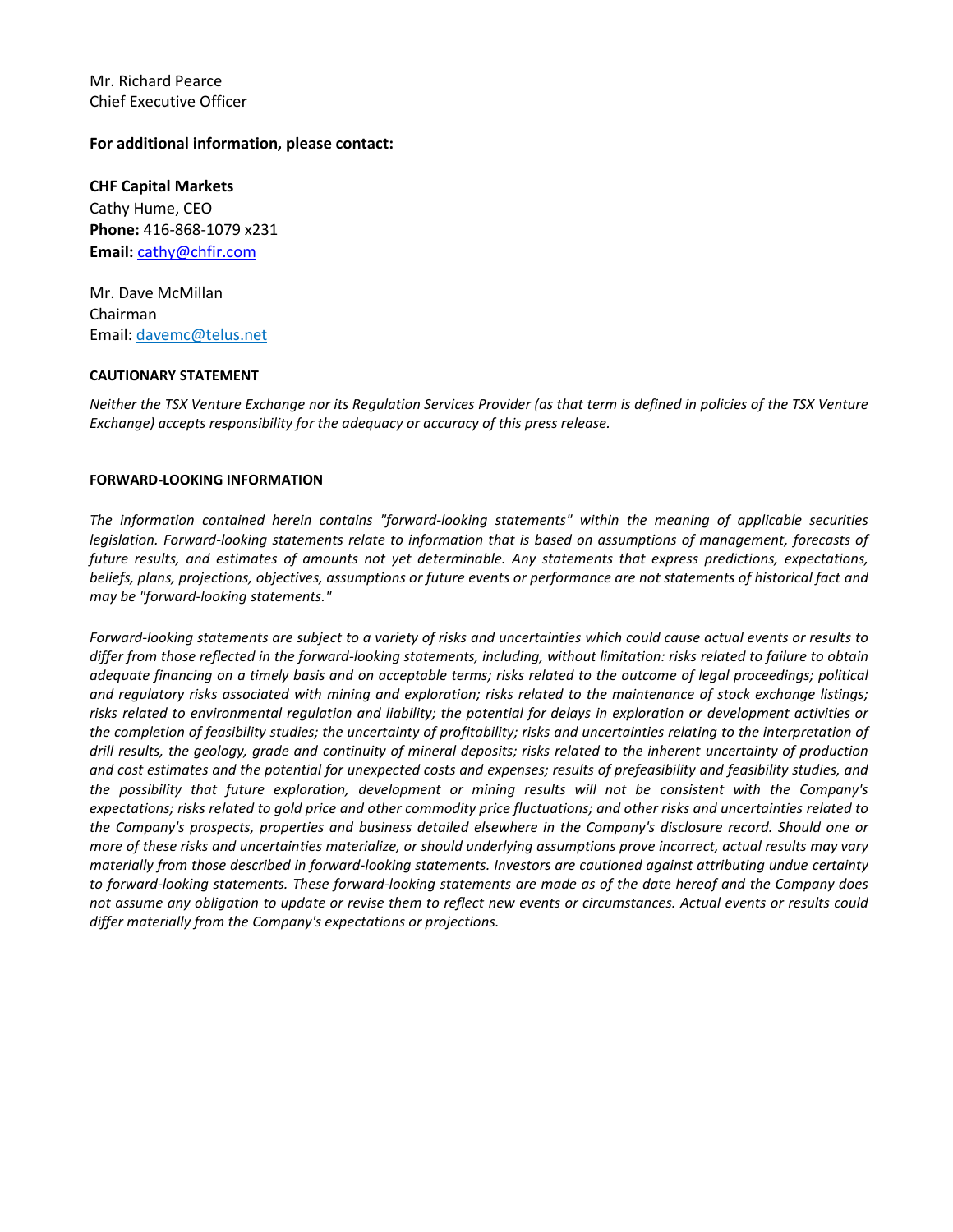Mr. Richard Pearce
Chief Executive Officer

**For additional information, please contact:**

**CHF Capital Markets**
Cathy Hume, CEO
**Phone:** 416-868-1079 x231
**Email:** cathy@chfir.com

Mr. Dave McMillan
Chairman
Email: davemc@telus.net

**CAUTIONARY STATEMENT**

*Neither the TSX Venture Exchange nor its Regulation Services Provider (as that term is defined in policies of the TSX Venture Exchange) accepts responsibility for the adequacy or accuracy of this press release.*

**FORWARD-LOOKING INFORMATION**

*The information contained herein contains "forward-looking statements" within the meaning of applicable securities legislation. Forward-looking statements relate to information that is based on assumptions of management, forecasts of future results, and estimates of amounts not yet determinable. Any statements that express predictions, expectations, beliefs, plans, projections, objectives, assumptions or future events or performance are not statements of historical fact and may be "forward-looking statements."*

*Forward-looking statements are subject to a variety of risks and uncertainties which could cause actual events or results to differ from those reflected in the forward-looking statements, including, without limitation: risks related to failure to obtain adequate financing on a timely basis and on acceptable terms; risks related to the outcome of legal proceedings; political and regulatory risks associated with mining and exploration; risks related to the maintenance of stock exchange listings; risks related to environmental regulation and liability; the potential for delays in exploration or development activities or the completion of feasibility studies; the uncertainty of profitability; risks and uncertainties relating to the interpretation of drill results, the geology, grade and continuity of mineral deposits; risks related to the inherent uncertainty of production and cost estimates and the potential for unexpected costs and expenses; results of prefeasibility and feasibility studies, and the possibility that future exploration, development or mining results will not be consistent with the Company's expectations; risks related to gold price and other commodity price fluctuations; and other risks and uncertainties related to the Company's prospects, properties and business detailed elsewhere in the Company's disclosure record. Should one or more of these risks and uncertainties materialize, or should underlying assumptions prove incorrect, actual results may vary materially from those described in forward-looking statements. Investors are cautioned against attributing undue certainty to forward-looking statements. These forward-looking statements are made as of the date hereof and the Company does not assume any obligation to update or revise them to reflect new events or circumstances. Actual events or results could differ materially from the Company's expectations or projections.*